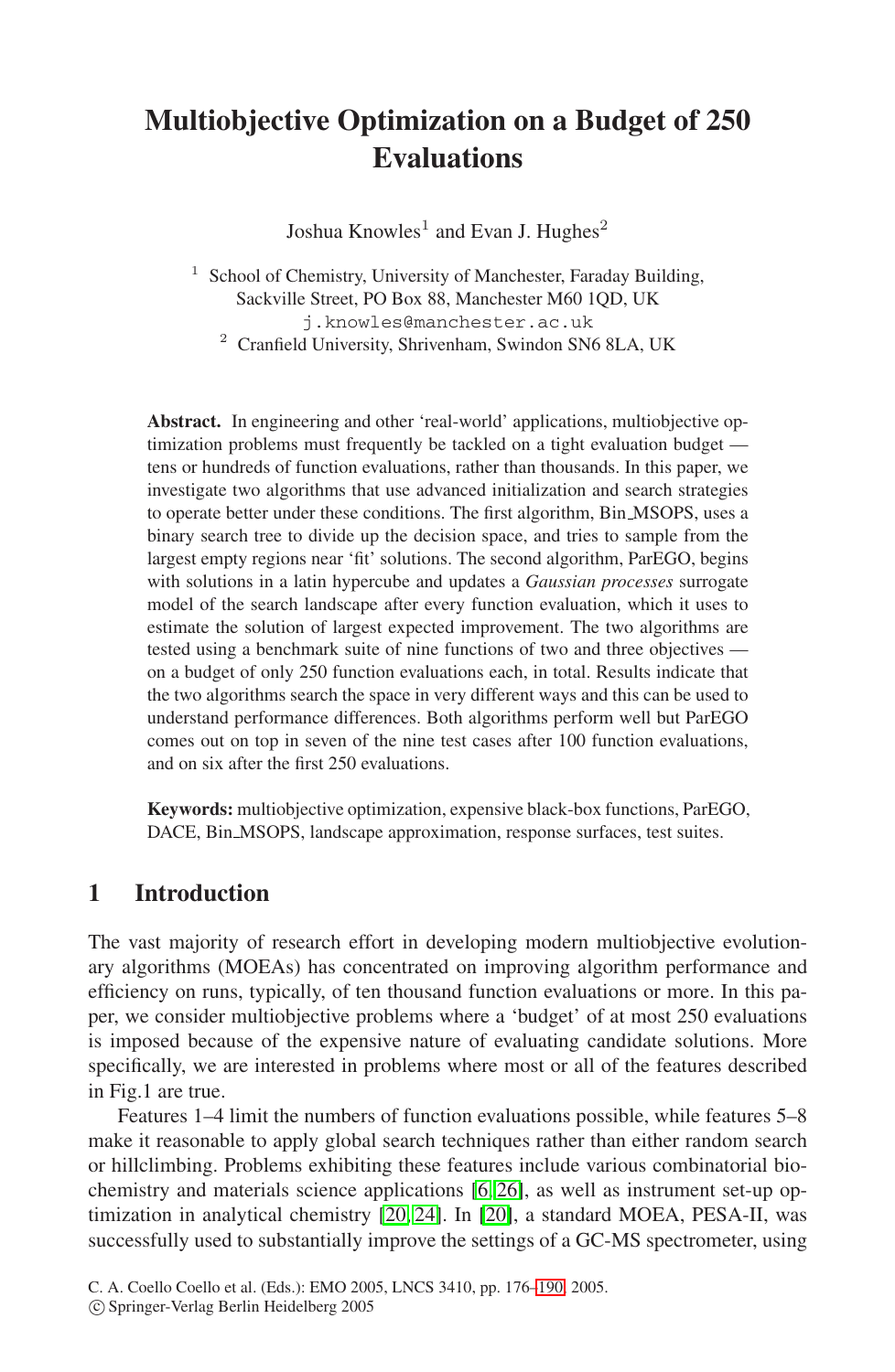# Multiobjective Optimization on a Budget of 250 Evaluations

Joshua Knowles[1] and Evan J. Hughes[2]

[1] School of Chemistry, University of Manchester, Faraday Building, Sackville Street, PO Box 88, Manchester M60 1QD, UK
j.knowles@manchester.ac.uk

[2] Cranfield University, Shrivenham, Swindon SN6 8LA, UK

**Abstract.** In engineering and other 'real-world' applications, multiobjective optimization problems must frequently be tackled on a tight evaluation budget — tens or hundreds of function evaluations, rather than thousands. In this paper, we investigate two algorithms that use advanced initialization and search strategies to operate better under these conditions. The first algorithm, Bin_MSOPS, uses a binary search tree to divide up the decision space, and tries to sample from the largest empty regions near 'fit' solutions. The second algorithm, ParEGO, begins with solutions in a latin hypercube and updates a *Gaussian processes* surrogate model of the search landscape after every function evaluation, which it uses to estimate the solution of largest expected improvement. The two algorithms are tested using a benchmark suite of nine functions of two and three objectives — on a budget of only 250 function evaluations each, in total. Results indicate that the two algorithms search the space in very different ways and this can be used to understand performance differences. Both algorithms perform well but ParEGO comes out on top in seven of the nine test cases after 100 function evaluations, and on six after the first 250 evaluations.

**Keywords:** multiobjective optimization, expensive black-box functions, ParEGO, DACE, Bin_MSOPS, landscape approximation, response surfaces, test suites.

## 1 Introduction

The vast majority of research effort in developing modern multiobjective evolutionary algorithms (MOEAs) has concentrated on improving algorithm performance and efficiency on runs, typically, of ten thousand function evaluations or more. In this paper, we consider multiobjective problems where a 'budget' of at most 250 evaluations is imposed because of the expensive nature of evaluating candidate solutions. More specifically, we are interested in problems where most or all of the features described in Fig.1 are true.

Features 1–4 limit the numbers of function evaluations possible, while features 5–8 make it reasonable to apply global search techniques rather than either random search or hillclimbing. Problems exhibiting these features include various combinatorial biochemistry and materials science applications [6, 26], as well as instrument set-up optimization in analytical chemistry [20, 24]. In [20], a standard MOEA, PESA-II, was successfully used to substantially improve the settings of a GC-MS spectrometer, using

C. A. Coello Coello et al. (Eds.): EMO 2005, LNCS 3410, pp. 176–190, 2005.
© Springer-Verlag Berlin Heidelberg 2005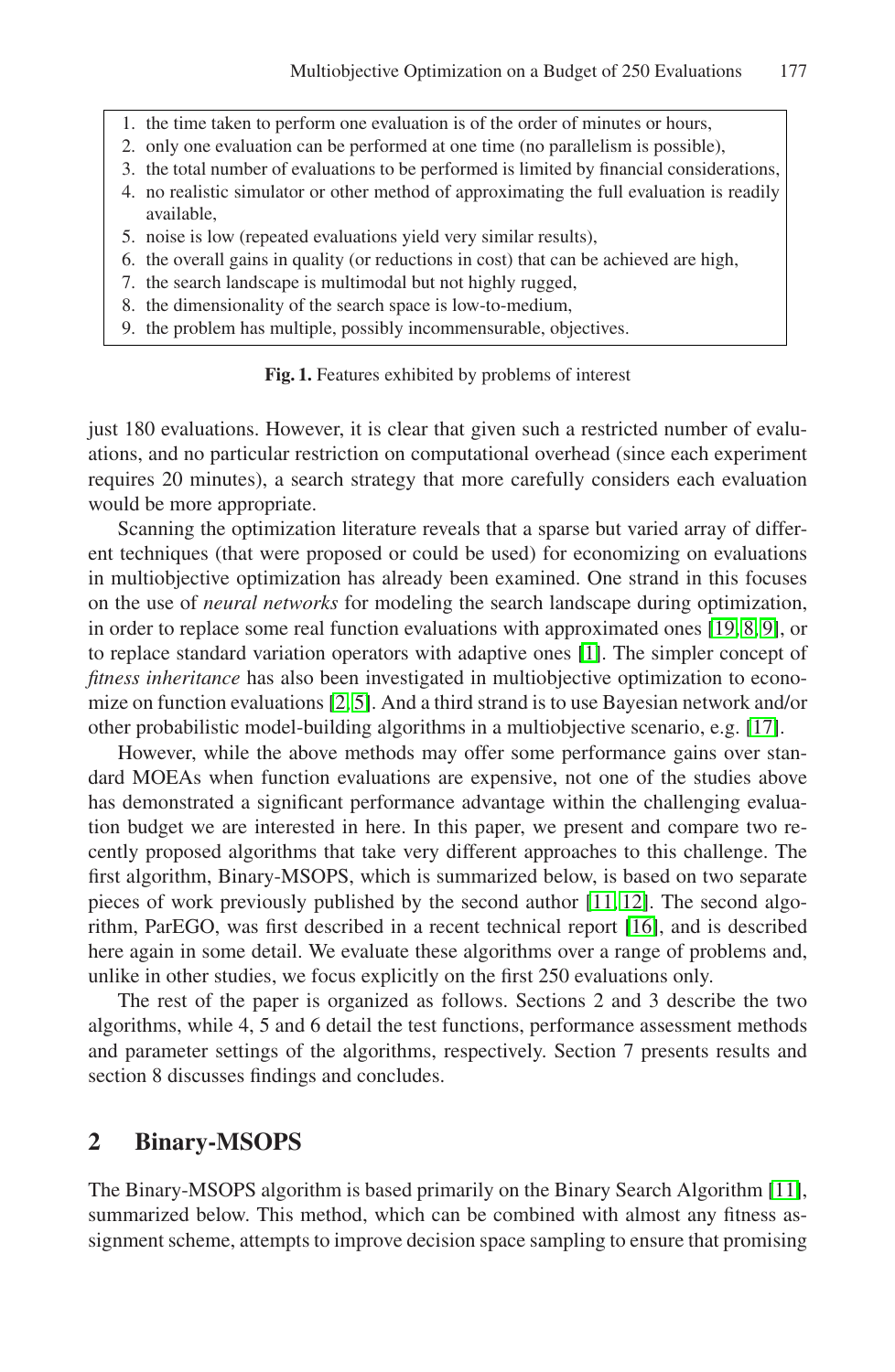1. the time taken to perform one evaluation is of the order of minutes or hours,
2. only one evaluation can be performed at one time (no parallelism is possible),
3. the total number of evaluations to be performed is limited by financial considerations,
4. no realistic simulator or other method of approximating the full evaluation is readily available,
5. noise is low (repeated evaluations yield very similar results),
6. the overall gains in quality (or reductions in cost) that can be achieved are high,
7. the search landscape is multimodal but not highly rugged,
8. the dimensionality of the search space is low-to-medium,
9. the problem has multiple, possibly incommensurable, objectives.

**Fig. 1.** Features exhibited by problems of interest

just 180 evaluations. However, it is clear that given such a restricted number of evaluations, and no particular restriction on computational overhead (since each experiment requires 20 minutes), a search strategy that more carefully considers each evaluation would be more appropriate.

Scanning the optimization literature reveals that a sparse but varied array of different techniques (that were proposed or could be used) for economizing on evaluations in multiobjective optimization has already been examined. One strand in this focuses on the use of *neural networks* for modeling the search landscape during optimization, in order to replace some real function evaluations with approximated ones [19, 8, 9], or to replace standard variation operators with adaptive ones [1]. The simpler concept of *fitness inheritance* has also been investigated in multiobjective optimization to economize on function evaluations [2, 5]. And a third strand is to use Bayesian network and/or other probabilistic model-building algorithms in a multiobjective scenario, e.g. [17].

However, while the above methods may offer some performance gains over standard MOEAs when function evaluations are expensive, not one of the studies above has demonstrated a significant performance advantage within the challenging evaluation budget we are interested in here. In this paper, we present and compare two recently proposed algorithms that take very different approaches to this challenge. The first algorithm, Binary-MSOPS, which is summarized below, is based on two separate pieces of work previously published by the second author [11, 12]. The second algorithm, ParEGO, was first described in a recent technical report [16], and is described here again in some detail. We evaluate these algorithms over a range of problems and, unlike in other studies, we focus explicitly on the first 250 evaluations only.

The rest of the paper is organized as follows. Sections 2 and 3 describe the two algorithms, while 4, 5 and 6 detail the test functions, performance assessment methods and parameter settings of the algorithms, respectively. Section 7 presents results and section 8 discusses findings and concludes.

## 2 Binary-MSOPS

The Binary-MSOPS algorithm is based primarily on the Binary Search Algorithm [11], summarized below. This method, which can be combined with almost any fitness assignment scheme, attempts to improve decision space sampling to ensure that promising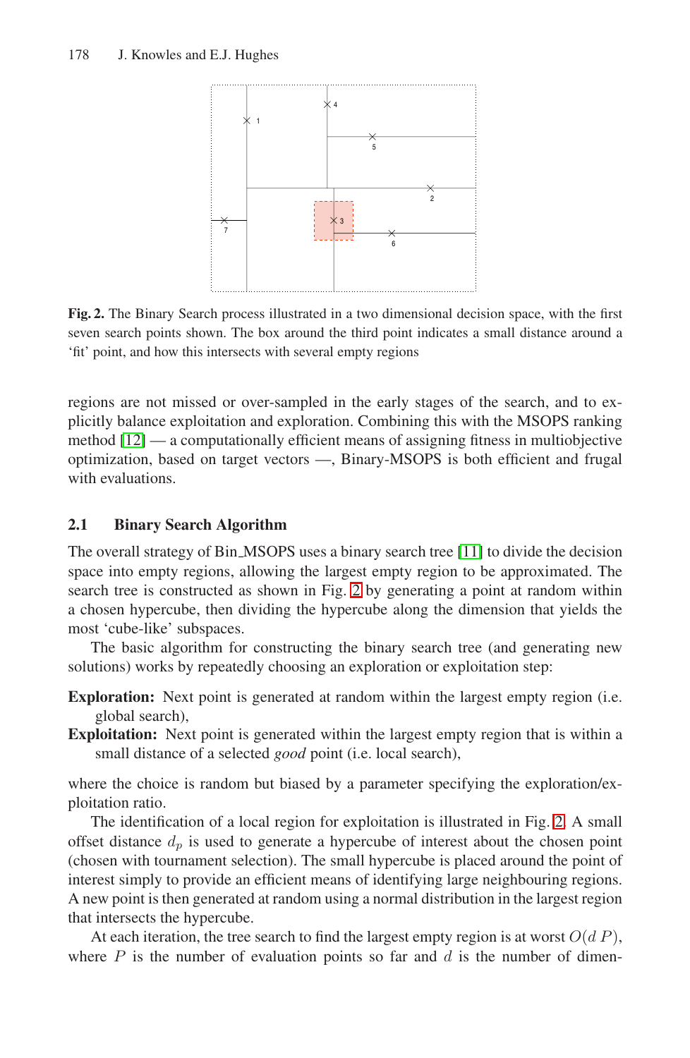Fig. 2. The Binary Search process illustrated in a two dimensional decision space, with the first seven search points shown. The box around the third point indicates a small distance around a 'fit' point, and how this intersects with several empty regions

regions are not missed or over-sampled in the early stages of the search, and to explicitly balance exploitation and exploration. Combining this with the MSOPS ranking method [12] — a computationally efficient means of assigning fitness in multiobjective optimization, based on target vectors —, Binary-MSOPS is both efficient and frugal with evaluations.

### 2.1 Binary Search Algorithm

The overall strategy of Bin_MSOPS uses a binary search tree [11] to divide the decision space into empty regions, allowing the largest empty region to be approximated. The search tree is constructed as shown in Fig. 2 by generating a point at random within a chosen hypercube, then dividing the hypercube along the dimension that yields the most 'cube-like' subspaces.

The basic algorithm for constructing the binary search tree (and generating new solutions) works by repeatedly choosing an exploration or exploitation step:

**Exploration:** Next point is generated at random within the largest empty region (i.e. global search),

**Exploitation:** Next point is generated within the largest empty region that is within a small distance of a selected *good* point (i.e. local search),

where the choice is random but biased by a parameter specifying the exploration/exploitation ratio.

The identification of a local region for exploitation is illustrated in Fig. 2. A small offset distance $d_p$ is used to generate a hypercube of interest about the chosen point (chosen with tournament selection). The small hypercube is placed around the point of interest simply to provide an efficient means of identifying large neighbouring regions. A new point is then generated at random using a normal distribution in the largest region that intersects the hypercube.

At each iteration, the tree search to find the largest empty region is at worst $O(d\,P)$, where $P$ is the number of evaluation points so far and $d$ is the number of dimen-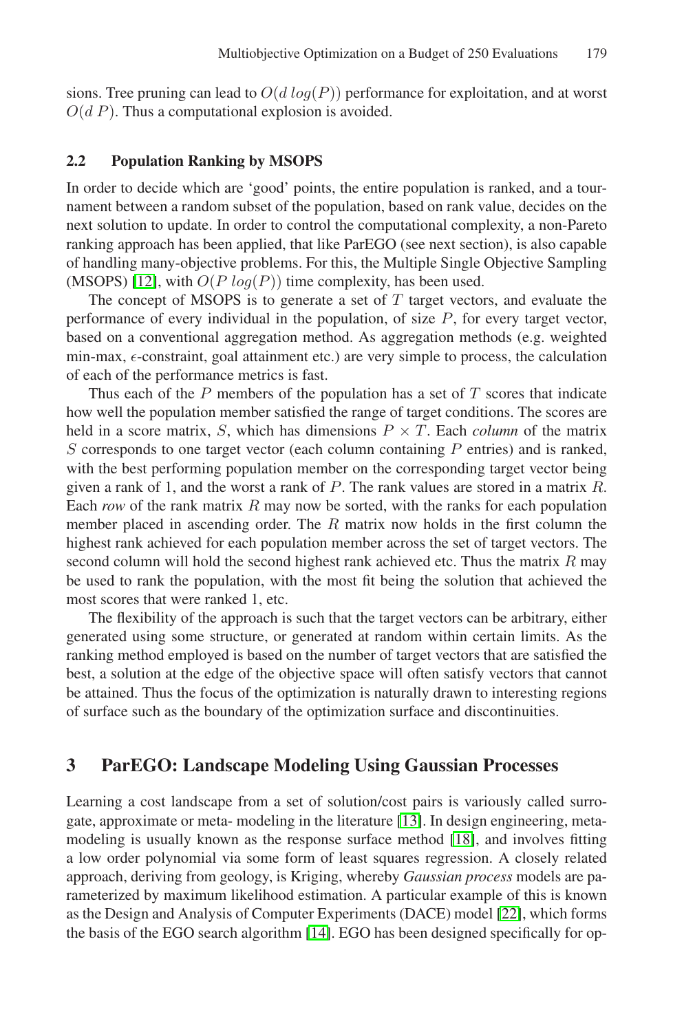sions. Tree pruning can lead to $O(d\ log(P))$ performance for exploitation, and at worst $O(d\ P)$. Thus a computational explosion is avoided.

### 2.2 Population Ranking by MSOPS

In order to decide which are 'good' points, the entire population is ranked, and a tournament between a random subset of the population, based on rank value, decides on the next solution to update. In order to control the computational complexity, a non-Pareto ranking approach has been applied, that like ParEGO (see next section), is also capable of handling many-objective problems. For this, the Multiple Single Objective Sampling (MSOPS) [12], with $O(P\ log(P))$ time complexity, has been used.

The concept of MSOPS is to generate a set of $T$ target vectors, and evaluate the performance of every individual in the population, of size $P$, for every target vector, based on a conventional aggregation method. As aggregation methods (e.g. weighted min-max, $\epsilon$-constraint, goal attainment etc.) are very simple to process, the calculation of each of the performance metrics is fast.

Thus each of the $P$ members of the population has a set of $T$ scores that indicate how well the population member satisfied the range of target conditions. The scores are held in a score matrix, $S$, which has dimensions $P \times T$. Each *column* of the matrix $S$ corresponds to one target vector (each column containing $P$ entries) and is ranked, with the best performing population member on the corresponding target vector being given a rank of 1, and the worst a rank of $P$. The rank values are stored in a matrix $R$. Each *row* of the rank matrix $R$ may now be sorted, with the ranks for each population member placed in ascending order. The $R$ matrix now holds in the first column the highest rank achieved for each population member across the set of target vectors. The second column will hold the second highest rank achieved etc. Thus the matrix $R$ may be used to rank the population, with the most fit being the solution that achieved the most scores that were ranked 1, etc.

The flexibility of the approach is such that the target vectors can be arbitrary, either generated using some structure, or generated at random within certain limits. As the ranking method employed is based on the number of target vectors that are satisfied the best, a solution at the edge of the objective space will often satisfy vectors that cannot be attained. Thus the focus of the optimization is naturally drawn to interesting regions of surface such as the boundary of the optimization surface and discontinuities.

## 3 ParEGO: Landscape Modeling Using Gaussian Processes

Learning a cost landscape from a set of solution/cost pairs is variously called surrogate, approximate or meta- modeling in the literature [13]. In design engineering, meta-modeling is usually known as the response surface method [18], and involves fitting a low order polynomial via some form of least squares regression. A closely related approach, deriving from geology, is Kriging, whereby *Gaussian process* models are parameterized by maximum likelihood estimation. A particular example of this is known as the Design and Analysis of Computer Experiments (DACE) model [22], which forms the basis of the EGO search algorithm [14]. EGO has been designed specifically for op-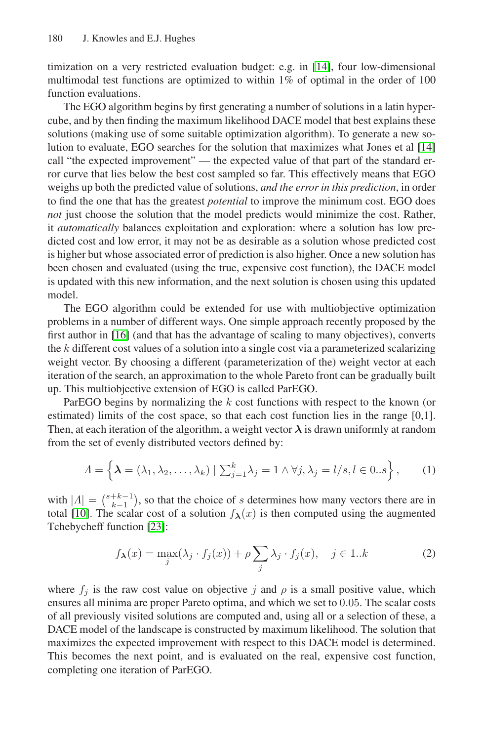timization on a very restricted evaluation budget: e.g. in [14], four low-dimensional multimodal test functions are optimized to within 1% of optimal in the order of 100 function evaluations.

The EGO algorithm begins by first generating a number of solutions in a latin hypercube, and by then finding the maximum likelihood DACE model that best explains these solutions (making use of some suitable optimization algorithm). To generate a new solution to evaluate, EGO searches for the solution that maximizes what Jones et al [14] call "the expected improvement" — the expected value of that part of the standard error curve that lies below the best cost sampled so far. This effectively means that EGO weighs up both the predicted value of solutions, *and the error in this prediction*, in order to find the one that has the greatest *potential* to improve the minimum cost. EGO does *not* just choose the solution that the model predicts would minimize the cost. Rather, it *automatically* balances exploitation and exploration: where a solution has low predicted cost and low error, it may not be as desirable as a solution whose predicted cost is higher but whose associated error of prediction is also higher. Once a new solution has been chosen and evaluated (using the true, expensive cost function), the DACE model is updated with this new information, and the next solution is chosen using this updated model.

The EGO algorithm could be extended for use with multiobjective optimization problems in a number of different ways. One simple approach recently proposed by the first author in [16] (and that has the advantage of scaling to many objectives), converts the $k$ different cost values of a solution into a single cost via a parameterized scalarizing weight vector. By choosing a different (parameterization of the) weight vector at each iteration of the search, an approximation to the whole Pareto front can be gradually built up. This multiobjective extension of EGO is called ParEGO.

ParEGO begins by normalizing the $k$ cost functions with respect to the known (or estimated) limits of the cost space, so that each cost function lies in the range [0,1]. Then, at each iteration of the algorithm, a weight vector $\boldsymbol{\lambda}$ is drawn uniformly at random from the set of evenly distributed vectors defined by:

$$\Lambda = \left\{ \boldsymbol{\lambda} = (\lambda_1, \lambda_2, \ldots, \lambda_k) \mid \textstyle\sum_{j=1}^{k} \lambda_j = 1 \wedge \forall j, \lambda_j = l/s, l \in 0..s \right\}, \qquad (1)$$

with $|\Lambda| = \binom{s+k-1}{k-1}$, so that the choice of $s$ determines how many vectors there are in total [10]. The scalar cost of a solution $f_{\boldsymbol{\lambda}}(x)$ is then computed using the augmented Tchebycheff function [23]:

$$f_{\boldsymbol{\lambda}}(x) = \max_j (\lambda_j \cdot f_j(x)) + \rho \sum_j \lambda_j \cdot f_j(x), \quad j \in 1..k \qquad (2)$$

where $f_j$ is the raw cost value on objective $j$ and $\rho$ is a small positive value, which ensures all minima are proper Pareto optima, and which we set to $0.05$. The scalar costs of all previously visited solutions are computed and, using all or a selection of these, a DACE model of the landscape is constructed by maximum likelihood. The solution that maximizes the expected improvement with respect to this DACE model is determined. This becomes the next point, and is evaluated on the real, expensive cost function, completing one iteration of ParEGO.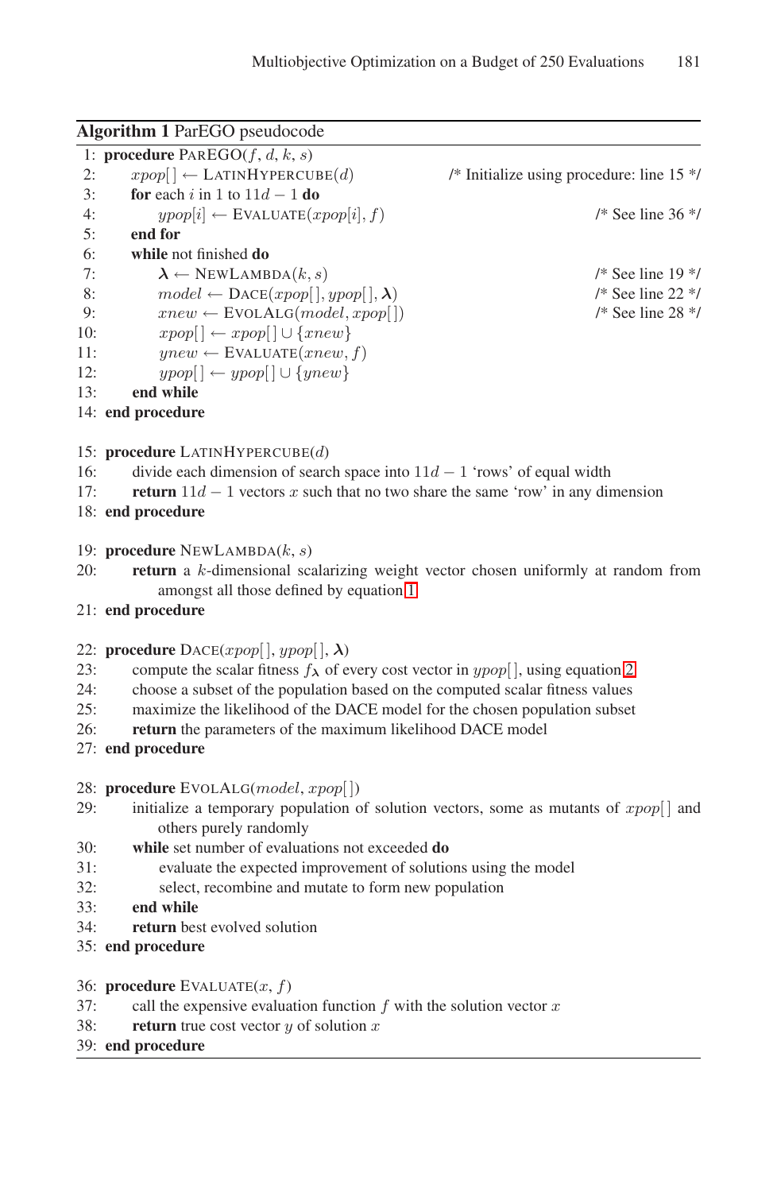**Algorithm 1** ParEGO pseudocode

```
 1: procedure ParEGO(f, d, k, s)
 2:     xpop[] ← LatinHypercube(d)                    /* Initialize using procedure: line 15 */
 3:     for each i in 1 to 11d − 1 do
 4:         ypop[i] ← Evaluate(xpop[i], f)                                 /* See line 36 */
 5:     end for
 6:     while not finished do
 7:         λ ← NewLambda(k, s)                                            /* See line 19 */
 8:         model ← Dace(xpop[], ypop[], λ)                                /* See line 22 */
 9:         xnew ← EvolAlg(model, xpop[])                                  /* See line 28 */
10:         xpop[] ← xpop[] ∪ {xnew}
11:         ynew ← Evaluate(xnew, f)
12:         ypop[] ← ypop[] ∪ {ynew}
13:     end while
14: end procedure

15: procedure LatinHypercube(d)
16:     divide each dimension of search space into 11d − 1 ‘rows’ of equal width
17:     return 11d − 1 vectors x such that no two share the same ‘row’ in any dimension
18: end procedure

19: procedure NewLambda(k, s)
20:     return a k-dimensional scalarizing weight vector chosen uniformly at random from
            amongst all those defined by equation 1
21: end procedure

22: procedure Dace(xpop[], ypop[], λ)
23:     compute the scalar fitness f_λ of every cost vector in ypop[], using equation 2
24:     choose a subset of the population based on the computed scalar fitness values
25:     maximize the likelihood of the DACE model for the chosen population subset
26:     return the parameters of the maximum likelihood DACE model
27: end procedure

28: procedure EvolAlg(model, xpop[])
29:     initialize a temporary population of solution vectors, some as mutants of xpop[] and
            others purely randomly
30:     while set number of evaluations not exceeded do
31:         evaluate the expected improvement of solutions using the model
32:         select, recombine and mutate to form new population
33:     end while
34:     return best evolved solution
35: end procedure

36: procedure Evaluate(x, f)
37:     call the expensive evaluation function f with the solution vector x
38:     return true cost vector y of solution x
39: end procedure
```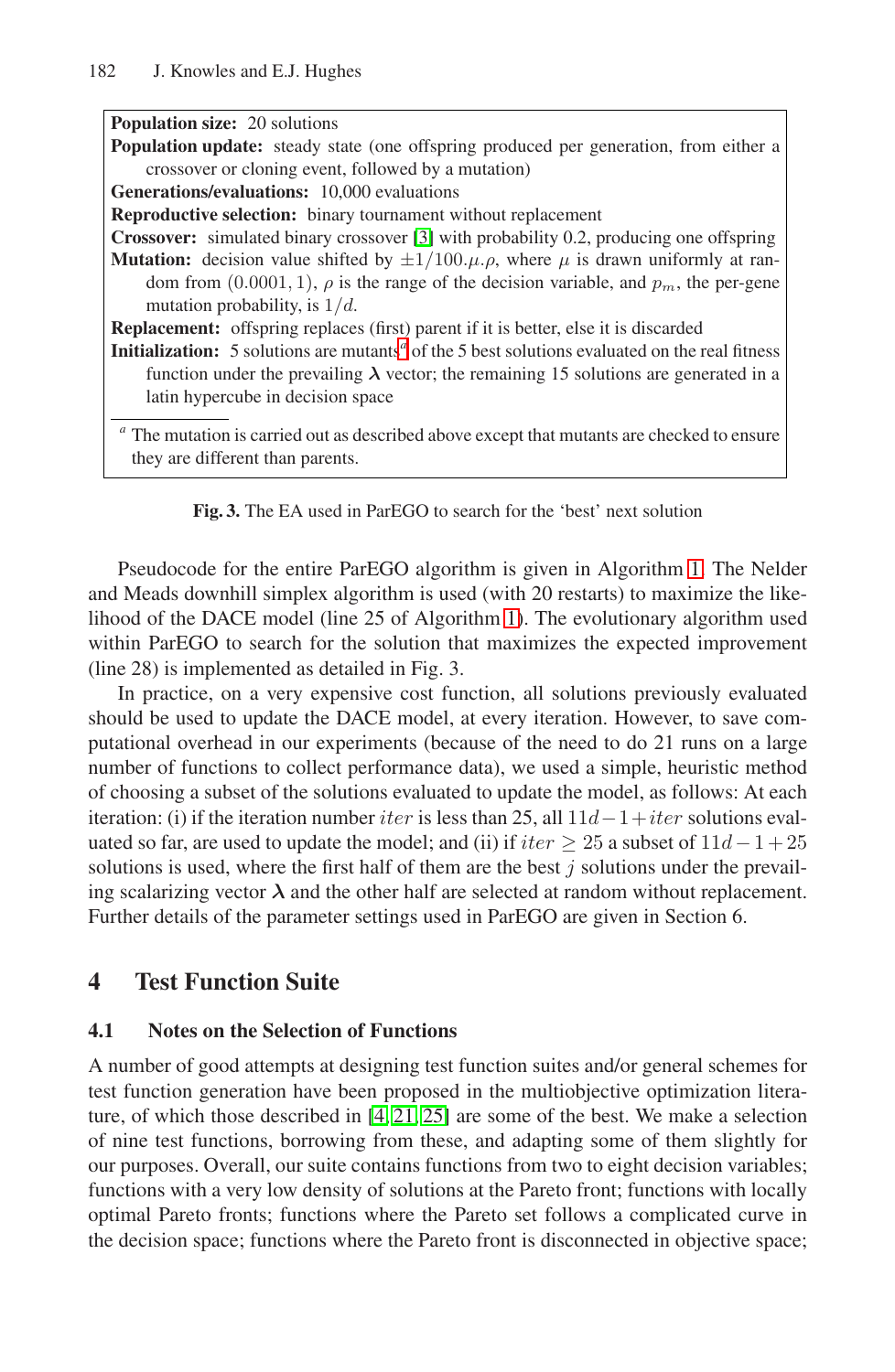**Population size:** 20 solutions

**Population update:** steady state (one offspring produced per generation, from either a crossover or cloning event, followed by a mutation)

**Generations/evaluations:** 10,000 evaluations

**Reproductive selection:** binary tournament without replacement

**Crossover:** simulated binary crossover [3] with probability 0.2, producing one offspring

**Mutation:** decision value shifted by $\pm 1/100.\mu.\rho$, where $\mu$ is drawn uniformly at random from $(0.0001, 1)$, $\rho$ is the range of the decision variable, and $p_m$, the per-gene mutation probability, is $1/d$.

**Replacement:** offspring replaces (first) parent if it is better, else it is discarded

**Initialization:** 5 solutions are mutants[a] of the 5 best solutions evaluated on the real fitness function under the prevailing $\boldsymbol{\lambda}$ vector; the remaining 15 solutions are generated in a latin hypercube in decision space

[a] The mutation is carried out as described above except that mutants are checked to ensure they are different than parents.

**Fig. 3.** The EA used in ParEGO to search for the 'best' next solution

Pseudocode for the entire ParEGO algorithm is given in Algorithm 1. The Nelder and Meads downhill simplex algorithm is used (with 20 restarts) to maximize the likelihood of the DACE model (line 25 of Algorithm 1). The evolutionary algorithm used within ParEGO to search for the solution that maximizes the expected improvement (line 28) is implemented as detailed in Fig. 3.

In practice, on a very expensive cost function, all solutions previously evaluated should be used to update the DACE model, at every iteration. However, to save computational overhead in our experiments (because of the need to do 21 runs on a large number of functions to collect performance data), we used a simple, heuristic method of choosing a subset of the solutions evaluated to update the model, as follows: At each iteration: (i) if the iteration number $iter$ is less than 25, all $11d - 1 + iter$ solutions evaluated so far, are used to update the model; and (ii) if $iter \geq 25$ a subset of $11d - 1 + 25$ solutions is used, where the first half of them are the best $j$ solutions under the prevailing scalarizing vector $\boldsymbol{\lambda}$ and the other half are selected at random without replacement. Further details of the parameter settings used in ParEGO are given in Section 6.

## 4 Test Function Suite

### 4.1 Notes on the Selection of Functions

A number of good attempts at designing test function suites and/or general schemes for test function generation have been proposed in the multiobjective optimization literature, of which those described in [4, 21, 25] are some of the best. We make a selection of nine test functions, borrowing from these, and adapting some of them slightly for our purposes. Overall, our suite contains functions from two to eight decision variables; functions with a very low density of solutions at the Pareto front; functions with locally optimal Pareto fronts; functions where the Pareto set follows a complicated curve in the decision space; functions where the Pareto front is disconnected in objective space;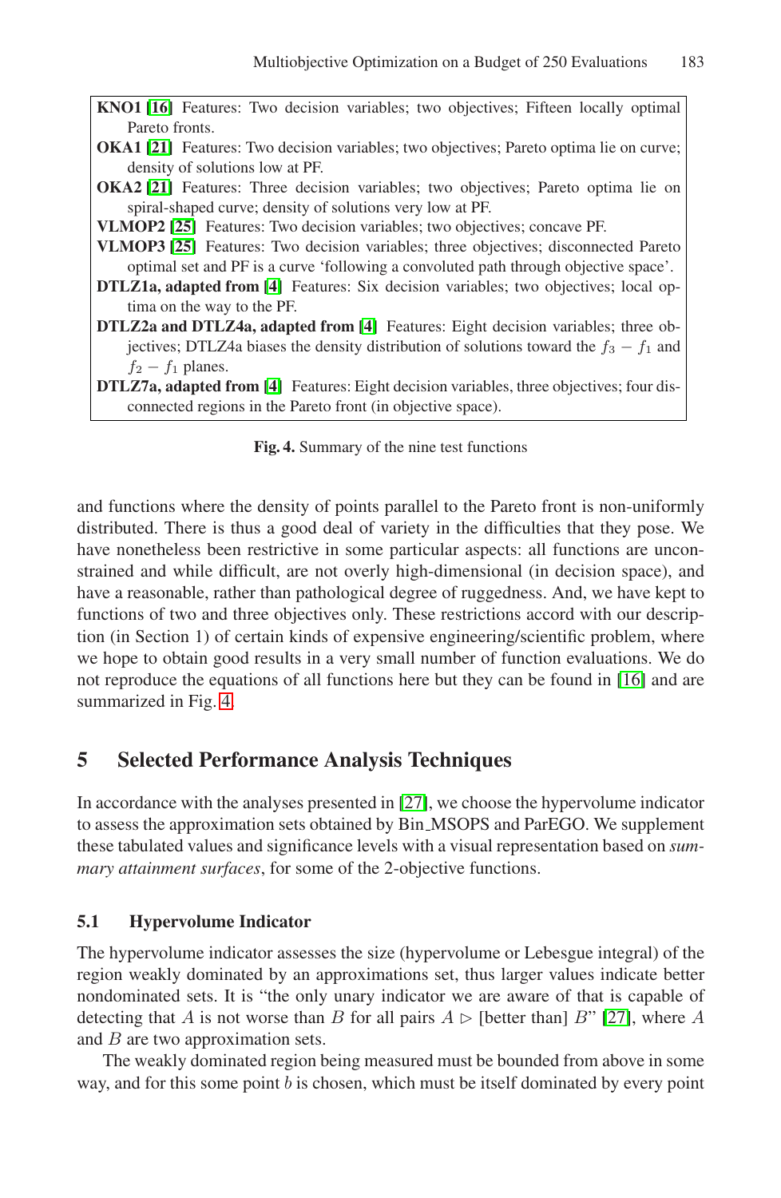**KNO1 [16]** Features: Two decision variables; two objectives; Fifteen locally optimal Pareto fronts.

**OKA1 [21]** Features: Two decision variables; two objectives; Pareto optima lie on curve; density of solutions low at PF.

**OKA2 [21]** Features: Three decision variables; two objectives; Pareto optima lie on spiral-shaped curve; density of solutions very low at PF.

**VLMOP2 [25]** Features: Two decision variables; two objectives; concave PF.

**VLMOP3 [25]** Features: Two decision variables; three objectives; disconnected Pareto optimal set and PF is a curve 'following a convoluted path through objective space'.

**DTLZ1a, adapted from [4]** Features: Six decision variables; two objectives; local optima on the way to the PF.

**DTLZ2a and DTLZ4a, adapted from [4]** Features: Eight decision variables; three objectives; DTLZ4a biases the density distribution of solutions toward the $f_3 - f_1$ and $f_2 - f_1$ planes.

**DTLZ7a, adapted from [4]** Features: Eight decision variables, three objectives; four disconnected regions in the Pareto front (in objective space).

**Fig. 4.** Summary of the nine test functions

and functions where the density of points parallel to the Pareto front is non-uniformly distributed. There is thus a good deal of variety in the difficulties that they pose. We have nonetheless been restrictive in some particular aspects: all functions are unconstrained and while difficult, are not overly high-dimensional (in decision space), and have a reasonable, rather than pathological degree of ruggedness. And, we have kept to functions of two and three objectives only. These restrictions accord with our description (in Section 1) of certain kinds of expensive engineering/scientific problem, where we hope to obtain good results in a very small number of function evaluations. We do not reproduce the equations of all functions here but they can be found in [16] and are summarized in Fig. 4.

## 5 Selected Performance Analysis Techniques

In accordance with the analyses presented in [27], we choose the hypervolume indicator to assess the approximation sets obtained by Bin_MSOPS and ParEGO. We supplement these tabulated values and significance levels with a visual representation based on *summary attainment surfaces*, for some of the 2-objective functions.

### 5.1 Hypervolume Indicator

The hypervolume indicator assesses the size (hypervolume or Lebesgue integral) of the region weakly dominated by an approximations set, thus larger values indicate better nondominated sets. It is "the only unary indicator we are aware of that is capable of detecting that $A$ is not worse than $B$ for all pairs $A \triangleright$ [better than] $B$" [27], where $A$ and $B$ are two approximation sets.

The weakly dominated region being measured must be bounded from above in some way, and for this some point $b$ is chosen, which must be itself dominated by every point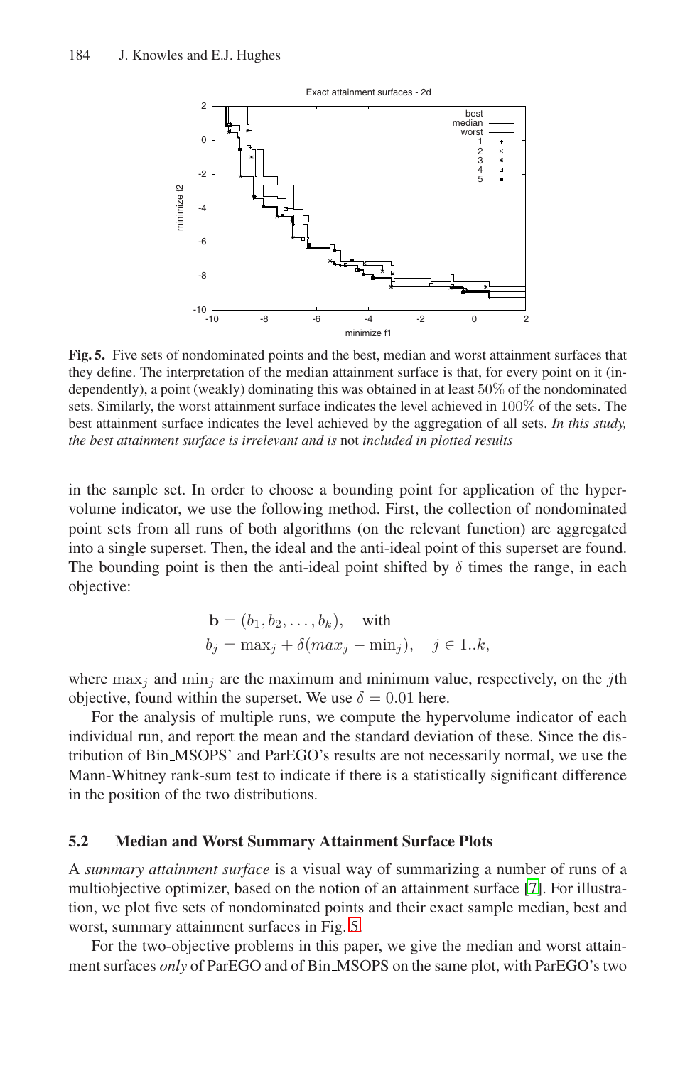**Fig. 5.** Five sets of nondominated points and the best, median and worst attainment surfaces that they define. The interpretation of the median attainment surface is that, for every point on it (independently), a point (weakly) dominating this was obtained in at least 50% of the nondominated sets. Similarly, the worst attainment surface indicates the level achieved in 100% of the sets. The best attainment surface indicates the level achieved by the aggregation of all sets. *In this study, the best attainment surface is irrelevant and is* not *included in plotted results*

in the sample set. In order to choose a bounding point for application of the hypervolume indicator, we use the following method. First, the collection of nondominated point sets from all runs of both algorithms (on the relevant function) are aggregated into a single superset. Then, the ideal and the anti-ideal point of this superset are found. The bounding point is then the anti-ideal point shifted by $\delta$ times the range, in each objective:

$$\mathbf{b} = (b_1, b_2, \ldots, b_k), \quad \text{with}$$
$$b_j = \max_j + \delta(max_j - \min_j), \quad j \in 1..k,$$

where $\max_j$ and $\min_j$ are the maximum and minimum value, respectively, on the $j$th objective, found within the superset. We use $\delta = 0.01$ here.

For the analysis of multiple runs, we compute the hypervolume indicator of each individual run, and report the mean and the standard deviation of these. Since the distribution of Bin_MSOPS' and ParEGO's results are not necessarily normal, we use the Mann-Whitney rank-sum test to indicate if there is a statistically significant difference in the position of the two distributions.

### 5.2 Median and Worst Summary Attainment Surface Plots

A *summary attainment surface* is a visual way of summarizing a number of runs of a multiobjective optimizer, based on the notion of an attainment surface [7]. For illustration, we plot five sets of nondominated points and their exact sample median, best and worst, summary attainment surfaces in Fig. 5.

For the two-objective problems in this paper, we give the median and worst attainment surfaces *only* of ParEGO and of Bin_MSOPS on the same plot, with ParEGO's two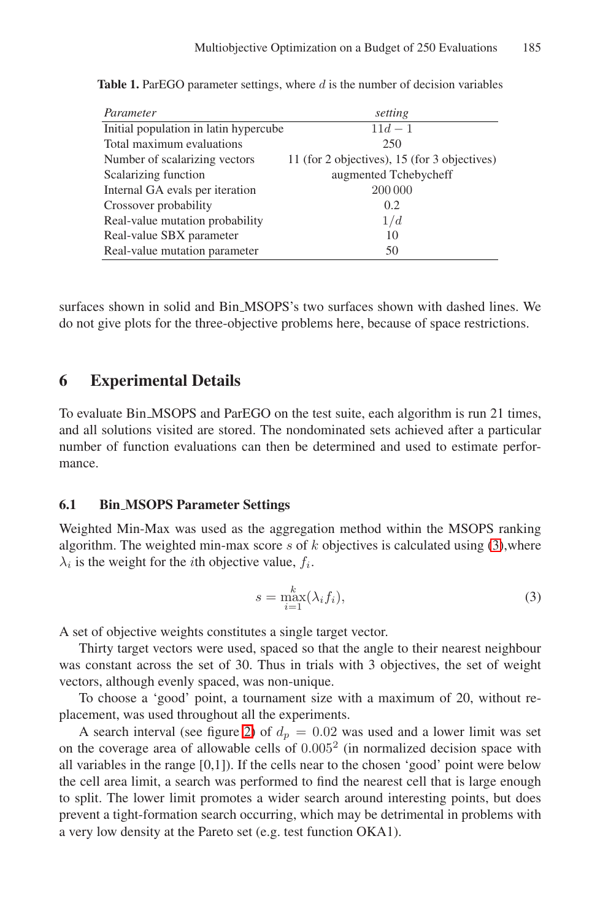**Table 1.** ParEGO parameter settings, where $d$ is the number of decision variables

| *Parameter* | *setting* |
|---|---|
| Initial population in latin hypercube | $11d - 1$ |
| Total maximum evaluations | 250 |
| Number of scalarizing vectors | 11 (for 2 objectives), 15 (for 3 objectives) |
| Scalarizing function | augmented Tchebycheff |
| Internal GA evals per iteration | 200 000 |
| Crossover probability | 0.2 |
| Real-value mutation probability | $1/d$ |
| Real-value SBX parameter | 10 |
| Real-value mutation parameter | 50 |

surfaces shown in solid and Bin_MSOPS's two surfaces shown with dashed lines. We do not give plots for the three-objective problems here, because of space restrictions.

## 6 Experimental Details

To evaluate Bin_MSOPS and ParEGO on the test suite, each algorithm is run 21 times, and all solutions visited are stored. The nondominated sets achieved after a particular number of function evaluations can then be determined and used to estimate performance.

### 6.1 Bin_MSOPS Parameter Settings

Weighted Min-Max was used as the aggregation method within the MSOPS ranking algorithm. The weighted min-max score $s$ of $k$ objectives is calculated using (3),where $\lambda_i$ is the weight for the $i$th objective value, $f_i$.

$$s = \max_{i=1}^{k}(\lambda_i f_i), \tag{3}$$

A set of objective weights constitutes a single target vector.

Thirty target vectors were used, spaced so that the angle to their nearest neighbour was constant across the set of 30. Thus in trials with 3 objectives, the set of weight vectors, although evenly spaced, was non-unique.

To choose a 'good' point, a tournament size with a maximum of 20, without replacement, was used throughout all the experiments.

A search interval (see figure 2) of $d_p = 0.02$ was used and a lower limit was set on the coverage area of allowable cells of $0.005^2$ (in normalized decision space with all variables in the range [0,1]). If the cells near to the chosen 'good' point were below the cell area limit, a search was performed to find the nearest cell that is large enough to split. The lower limit promotes a wider search around interesting points, but does prevent a tight-formation search occurring, which may be detrimental in problems with a very low density at the Pareto set (e.g. test function OKA1).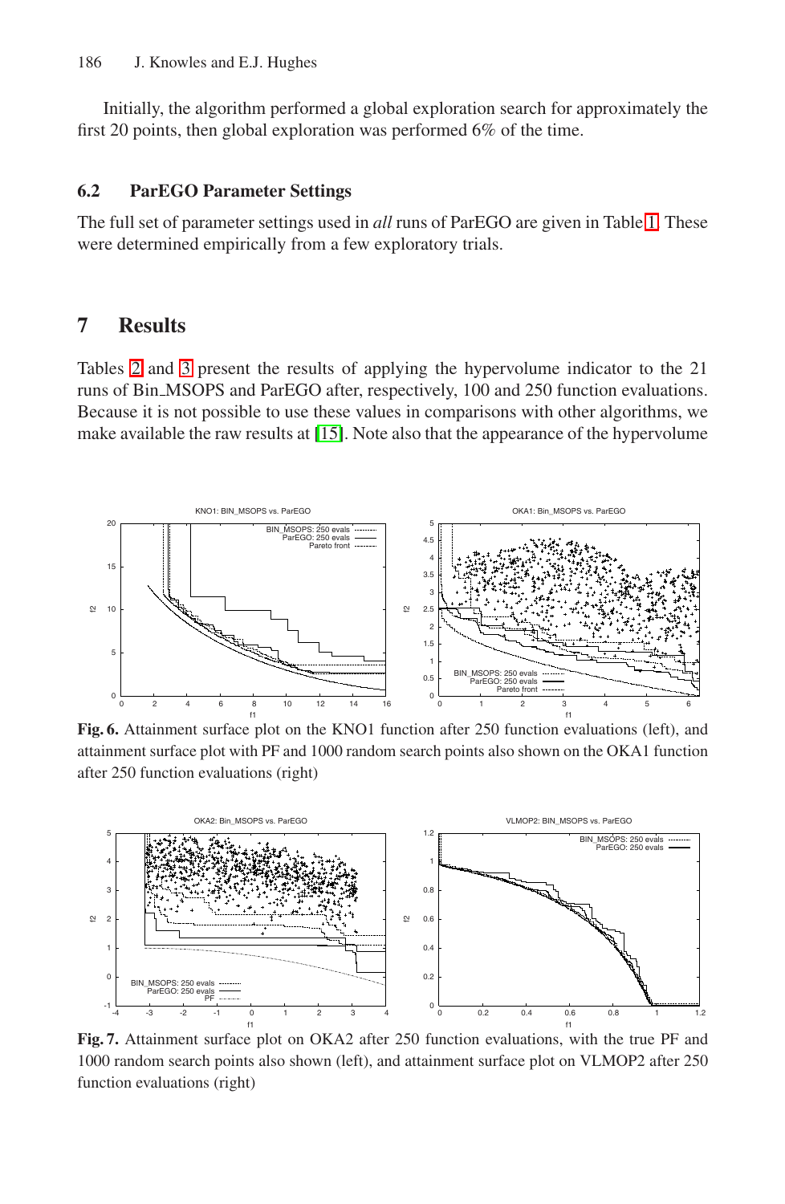Initially, the algorithm performed a global exploration search for approximately the first 20 points, then global exploration was performed 6% of the time.

### 6.2 ParEGO Parameter Settings

The full set of parameter settings used in *all* runs of ParEGO are given in Table 1. These were determined empirically from a few exploratory trials.

## 7 Results

Tables 2 and 3 present the results of applying the hypervolume indicator to the 21 runs of Bin_MSOPS and ParEGO after, respectively, 100 and 250 function evaluations. Because it is not possible to use these values in comparisons with other algorithms, we make available the raw results at [15]. Note also that the appearance of the hypervolume

**Fig. 6.** Attainment surface plot on the KNO1 function after 250 function evaluations (left), and attainment surface plot with PF and 1000 random search points also shown on the OKA1 function after 250 function evaluations (right)

**Fig. 7.** Attainment surface plot on OKA2 after 250 function evaluations, with the true PF and 1000 random search points also shown (left), and attainment surface plot on VLMOP2 after 250 function evaluations (right)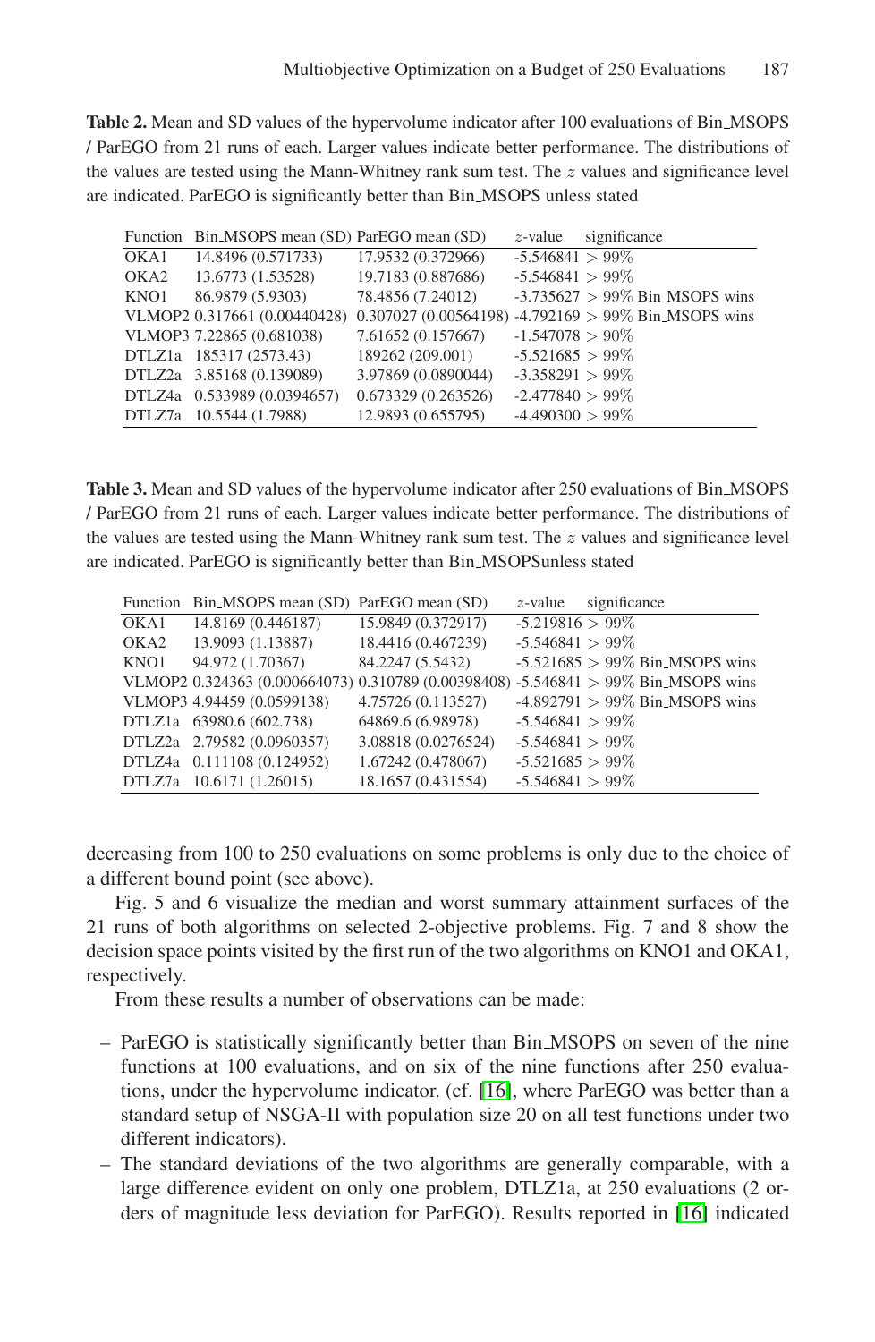**Table 2.** Mean and SD values of the hypervolume indicator after 100 evaluations of Bin_MSOPS / ParEGO from 21 runs of each. Larger values indicate better performance. The distributions of the values are tested using the Mann-Whitney rank sum test. The $z$ values and significance level are indicated. ParEGO is significantly better than Bin_MSOPS unless stated

| Function | Bin_MSOPS mean (SD) | ParEGO mean (SD) | $z$-value | significance |
|---|---|---|---|---|
| OKA1 | 14.8496 (0.571733) | 17.9532 (0.372966) | -5.546841 | $> 99\%$ |
| OKA2 | 13.6773 (1.53528) | 19.7183 (0.887686) | -5.546841 | $> 99\%$ |
| KNO1 | 86.9879 (5.9303) | 78.4856 (7.24012) | -3.735627 | $> 99\%$ Bin_MSOPS wins |
| VLMOP2 | 0.317661 (0.00440428) | 0.307027 (0.00564198) | -4.792169 | $> 99\%$ Bin_MSOPS wins |
| VLMOP3 | 7.22865 (0.681038) | 7.61652 (0.157667) | -1.547078 | $> 90\%$ |
| DTLZ1a | 185317 (2573.43) | 189262 (209.001) | -5.521685 | $> 99\%$ |
| DTLZ2a | 3.85168 (0.139089) | 3.97869 (0.0890044) | -3.358291 | $> 99\%$ |
| DTLZ4a | 0.533989 (0.0394657) | 0.673329 (0.263526) | -2.477840 | $> 99\%$ |
| DTLZ7a | 10.5544 (1.7988) | 12.9893 (0.655795) | -4.490300 | $> 99\%$ |

**Table 3.** Mean and SD values of the hypervolume indicator after 250 evaluations of Bin_MSOPS / ParEGO from 21 runs of each. Larger values indicate better performance. The distributions of the values are tested using the Mann-Whitney rank sum test. The $z$ values and significance level are indicated. ParEGO is significantly better than Bin_MSOPSunless stated

| Function | Bin_MSOPS mean (SD) | ParEGO mean (SD) | $z$-value | significance |
|---|---|---|---|---|
| OKA1 | 14.8169 (0.446187) | 15.9849 (0.372917) | -5.219816 | $> 99\%$ |
| OKA2 | 13.9093 (1.13887) | 18.4416 (0.467239) | -5.546841 | $> 99\%$ |
| KNO1 | 94.972 (1.70367) | 84.2247 (5.5432) | -5.521685 | $> 99\%$ Bin_MSOPS wins |
| VLMOP2 | 0.324363 (0.000664073) | 0.310789 (0.00398408) | -5.546841 | $> 99\%$ Bin_MSOPS wins |
| VLMOP3 | 4.94459 (0.0599138) | 4.75726 (0.113527) | -4.892791 | $> 99\%$ Bin_MSOPS wins |
| DTLZ1a | 63980.6 (602.738) | 64869.6 (6.98978) | -5.546841 | $> 99\%$ |
| DTLZ2a | 2.79582 (0.0960357) | 3.08818 (0.0276524) | -5.546841 | $> 99\%$ |
| DTLZ4a | 0.111108 (0.124952) | 1.67242 (0.478067) | -5.521685 | $> 99\%$ |
| DTLZ7a | 10.6171 (1.26015) | 18.1657 (0.431554) | -5.546841 | $> 99\%$ |

decreasing from 100 to 250 evaluations on some problems is only due to the choice of a different bound point (see above).

Fig. 5 and 6 visualize the median and worst summary attainment surfaces of the 21 runs of both algorithms on selected 2-objective problems. Fig. 7 and 8 show the decision space points visited by the first run of the two algorithms on KNO1 and OKA1, respectively.

From these results a number of observations can be made:

- ParEGO is statistically significantly better than Bin_MSOPS on seven of the nine functions at 100 evaluations, and on six of the nine functions after 250 evaluations, under the hypervolume indicator. (cf. [16], where ParEGO was better than a standard setup of NSGA-II with population size 20 on all test functions under two different indicators).
- The standard deviations of the two algorithms are generally comparable, with a large difference evident on only one problem, DTLZ1a, at 250 evaluations (2 orders of magnitude less deviation for ParEGO). Results reported in [16] indicated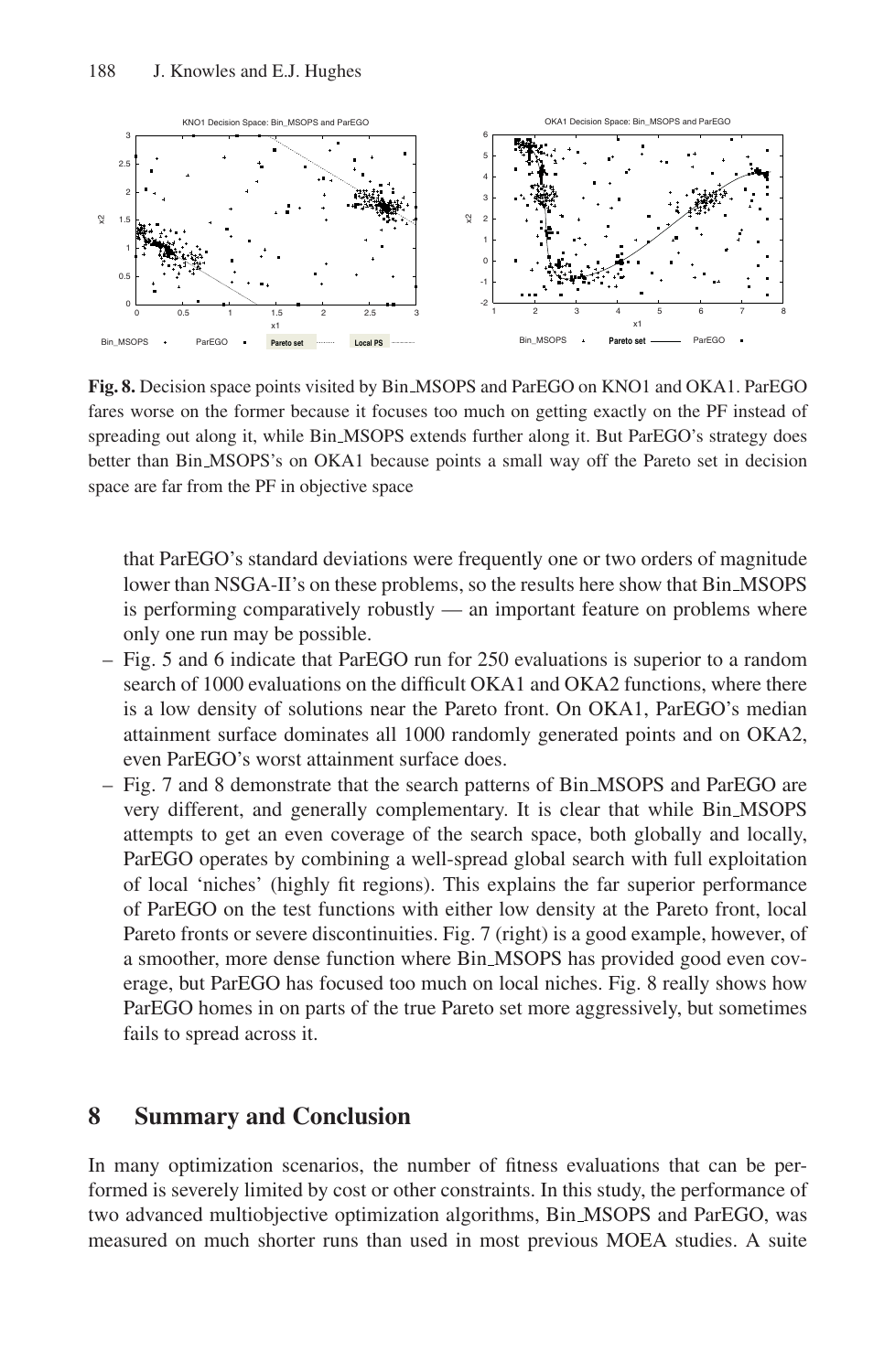**Fig. 8.** Decision space points visited by Bin_MSOPS and ParEGO on KNO1 and OKA1. ParEGO fares worse on the former because it focuses too much on getting exactly on the PF instead of spreading out along it, while Bin_MSOPS extends further along it. But ParEGO's strategy does better than Bin_MSOPS's on OKA1 because points a small way off the Pareto set in decision space are far from the PF in objective space

that ParEGO's standard deviations were frequently one or two orders of magnitude lower than NSGA-II's on these problems, so the results here show that Bin_MSOPS is performing comparatively robustly — an important feature on problems where only one run may be possible.

- Fig. 5 and 6 indicate that ParEGO run for 250 evaluations is superior to a random search of 1000 evaluations on the difficult OKA1 and OKA2 functions, where there is a low density of solutions near the Pareto front. On OKA1, ParEGO's median attainment surface dominates all 1000 randomly generated points and on OKA2, even ParEGO's worst attainment surface does.
- Fig. 7 and 8 demonstrate that the search patterns of Bin_MSOPS and ParEGO are very different, and generally complementary. It is clear that while Bin_MSOPS attempts to get an even coverage of the search space, both globally and locally, ParEGO operates by combining a well-spread global search with full exploitation of local 'niches' (highly fit regions). This explains the far superior performance of ParEGO on the test functions with either low density at the Pareto front, local Pareto fronts or severe discontinuities. Fig. 7 (right) is a good example, however, of a smoother, more dense function where Bin_MSOPS has provided good even coverage, but ParEGO has focused too much on local niches. Fig. 8 really shows how ParEGO homes in on parts of the true Pareto set more aggressively, but sometimes fails to spread across it.

## 8 Summary and Conclusion

In many optimization scenarios, the number of fitness evaluations that can be performed is severely limited by cost or other constraints. In this study, the performance of two advanced multiobjective optimization algorithms, Bin_MSOPS and ParEGO, was measured on much shorter runs than used in most previous MOEA studies. A suite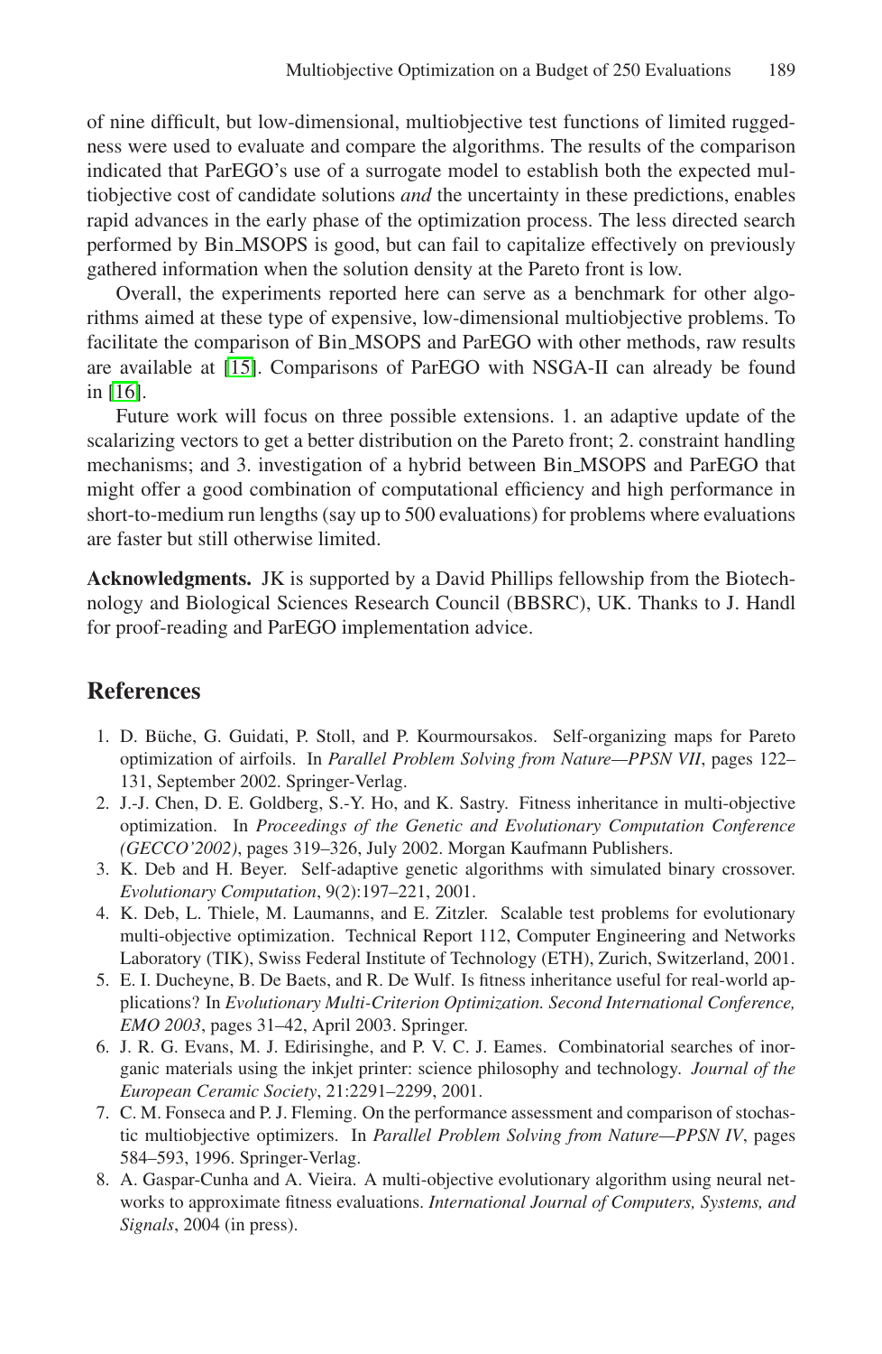of nine difficult, but low-dimensional, multiobjective test functions of limited ruggedness were used to evaluate and compare the algorithms. The results of the comparison indicated that ParEGO's use of a surrogate model to establish both the expected multiobjective cost of candidate solutions *and* the uncertainty in these predictions, enables rapid advances in the early phase of the optimization process. The less directed search performed by Bin_MSOPS is good, but can fail to capitalize effectively on previously gathered information when the solution density at the Pareto front is low.

Overall, the experiments reported here can serve as a benchmark for other algorithms aimed at these type of expensive, low-dimensional multiobjective problems. To facilitate the comparison of Bin_MSOPS and ParEGO with other methods, raw results are available at [15]. Comparisons of ParEGO with NSGA-II can already be found in [16].

Future work will focus on three possible extensions. 1. an adaptive update of the scalarizing vectors to get a better distribution on the Pareto front; 2. constraint handling mechanisms; and 3. investigation of a hybrid between Bin_MSOPS and ParEGO that might offer a good combination of computational efficiency and high performance in short-to-medium run lengths (say up to 500 evaluations) for problems where evaluations are faster but still otherwise limited.

**Acknowledgments.** JK is supported by a David Phillips fellowship from the Biotechnology and Biological Sciences Research Council (BBSRC), UK. Thanks to J. Handl for proof-reading and ParEGO implementation advice.

## References

1. D. Büche, G. Guidati, P. Stoll, and P. Kourmoursakos. Self-organizing maps for Pareto optimization of airfoils. In *Parallel Problem Solving from Nature—PPSN VII*, pages 122–131, September 2002. Springer-Verlag.
2. J.-J. Chen, D. E. Goldberg, S.-Y. Ho, and K. Sastry. Fitness inheritance in multi-objective optimization. In *Proceedings of the Genetic and Evolutionary Computation Conference (GECCO'2002)*, pages 319–326, July 2002. Morgan Kaufmann Publishers.
3. K. Deb and H. Beyer. Self-adaptive genetic algorithms with simulated binary crossover. *Evolutionary Computation*, 9(2):197–221, 2001.
4. K. Deb, L. Thiele, M. Laumanns, and E. Zitzler. Scalable test problems for evolutionary multi-objective optimization. Technical Report 112, Computer Engineering and Networks Laboratory (TIK), Swiss Federal Institute of Technology (ETH), Zurich, Switzerland, 2001.
5. E. I. Ducheyne, B. De Baets, and R. De Wulf. Is fitness inheritance useful for real-world applications? In *Evolutionary Multi-Criterion Optimization. Second International Conference, EMO 2003*, pages 31–42, April 2003. Springer.
6. J. R. G. Evans, M. J. Edirisinghe, and P. V. C. J. Eames. Combinatorial searches of inorganic materials using the inkjet printer: science philosophy and technology. *Journal of the European Ceramic Society*, 21:2291–2299, 2001.
7. C. M. Fonseca and P. J. Fleming. On the performance assessment and comparison of stochastic multiobjective optimizers. In *Parallel Problem Solving from Nature—PPSN IV*, pages 584–593, 1996. Springer-Verlag.
8. A. Gaspar-Cunha and A. Vieira. A multi-objective evolutionary algorithm using neural networks to approximate fitness evaluations. *International Journal of Computers, Systems, and Signals*, 2004 (in press).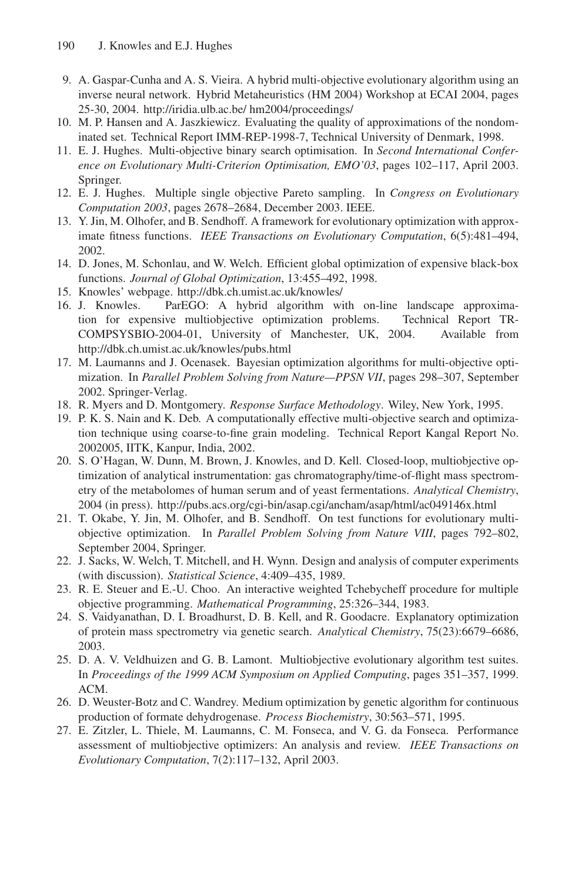9. A. Gaspar-Cunha and A. S. Vieira. A hybrid multi-objective evolutionary algorithm using an inverse neural network. Hybrid Metaheuristics (HM 2004) Workshop at ECAI 2004, pages 25-30, 2004. http://iridia.ulb.ac.be/ hm2004/proceedings/
10. M. P. Hansen and A. Jaszkiewicz. Evaluating the quality of approximations of the nondominated set. Technical Report IMM-REP-1998-7, Technical University of Denmark, 1998.
11. E. J. Hughes. Multi-objective binary search optimisation. In *Second International Conference on Evolutionary Multi-Criterion Optimisation, EMO'03*, pages 102–117, April 2003. Springer.
12. E. J. Hughes. Multiple single objective Pareto sampling. In *Congress on Evolutionary Computation 2003*, pages 2678–2684, December 2003. IEEE.
13. Y. Jin, M. Olhofer, and B. Sendhoff. A framework for evolutionary optimization with approximate fitness functions. *IEEE Transactions on Evolutionary Computation*, 6(5):481–494, 2002.
14. D. Jones, M. Schonlau, and W. Welch. Efficient global optimization of expensive black-box functions. *Journal of Global Optimization*, 13:455–492, 1998.
15. Knowles' webpage. http://dbk.ch.umist.ac.uk/knowles/
16. J. Knowles. ParEGO: A hybrid algorithm with on-line landscape approximation for expensive multiobjective optimization problems. Technical Report TR-COMPSYSBIO-2004-01, University of Manchester, UK, 2004. Available from http://dbk.ch.umist.ac.uk/knowles/pubs.html
17. M. Laumanns and J. Ocenasek. Bayesian optimization algorithms for multi-objective optimization. In *Parallel Problem Solving from Nature—PPSN VII*, pages 298–307, September 2002. Springer-Verlag.
18. R. Myers and D. Montgomery. *Response Surface Methodology*. Wiley, New York, 1995.
19. P. K. S. Nain and K. Deb. A computationally effective multi-objective search and optimization technique using coarse-to-fine grain modeling. Technical Report Kangal Report No. 2002005, IITK, Kanpur, India, 2002.
20. S. O'Hagan, W. Dunn, M. Brown, J. Knowles, and D. Kell. Closed-loop, multiobjective optimization of analytical instrumentation: gas chromatography/time-of-flight mass spectrometry of the metabolomes of human serum and of yeast fermentations. *Analytical Chemistry*, 2004 (in press). http://pubs.acs.org/cgi-bin/asap.cgi/ancham/asap/html/ac049146x.html
21. T. Okabe, Y. Jin, M. Olhofer, and B. Sendhoff. On test functions for evolutionary multi-objective optimization. In *Parallel Problem Solving from Nature VIII*, pages 792–802, September 2004, Springer.
22. J. Sacks, W. Welch, T. Mitchell, and H. Wynn. Design and analysis of computer experiments (with discussion). *Statistical Science*, 4:409–435, 1989.
23. R. E. Steuer and E.-U. Choo. An interactive weighted Tchebycheff procedure for multiple objective programming. *Mathematical Programming*, 25:326–344, 1983.
24. S. Vaidyanathan, D. I. Broadhurst, D. B. Kell, and R. Goodacre. Explanatory optimization of protein mass spectrometry via genetic search. *Analytical Chemistry*, 75(23):6679–6686, 2003.
25. D. A. V. Veldhuizen and G. B. Lamont. Multiobjective evolutionary algorithm test suites. In *Proceedings of the 1999 ACM Symposium on Applied Computing*, pages 351–357, 1999. ACM.
26. D. Weuster-Botz and C. Wandrey. Medium optimization by genetic algorithm for continuous production of formate dehydrogenase. *Process Biochemistry*, 30:563–571, 1995.
27. E. Zitzler, L. Thiele, M. Laumanns, C. M. Fonseca, and V. G. da Fonseca. Performance assessment of multiobjective optimizers: An analysis and review. *IEEE Transactions on Evolutionary Computation*, 7(2):117–132, April 2003.